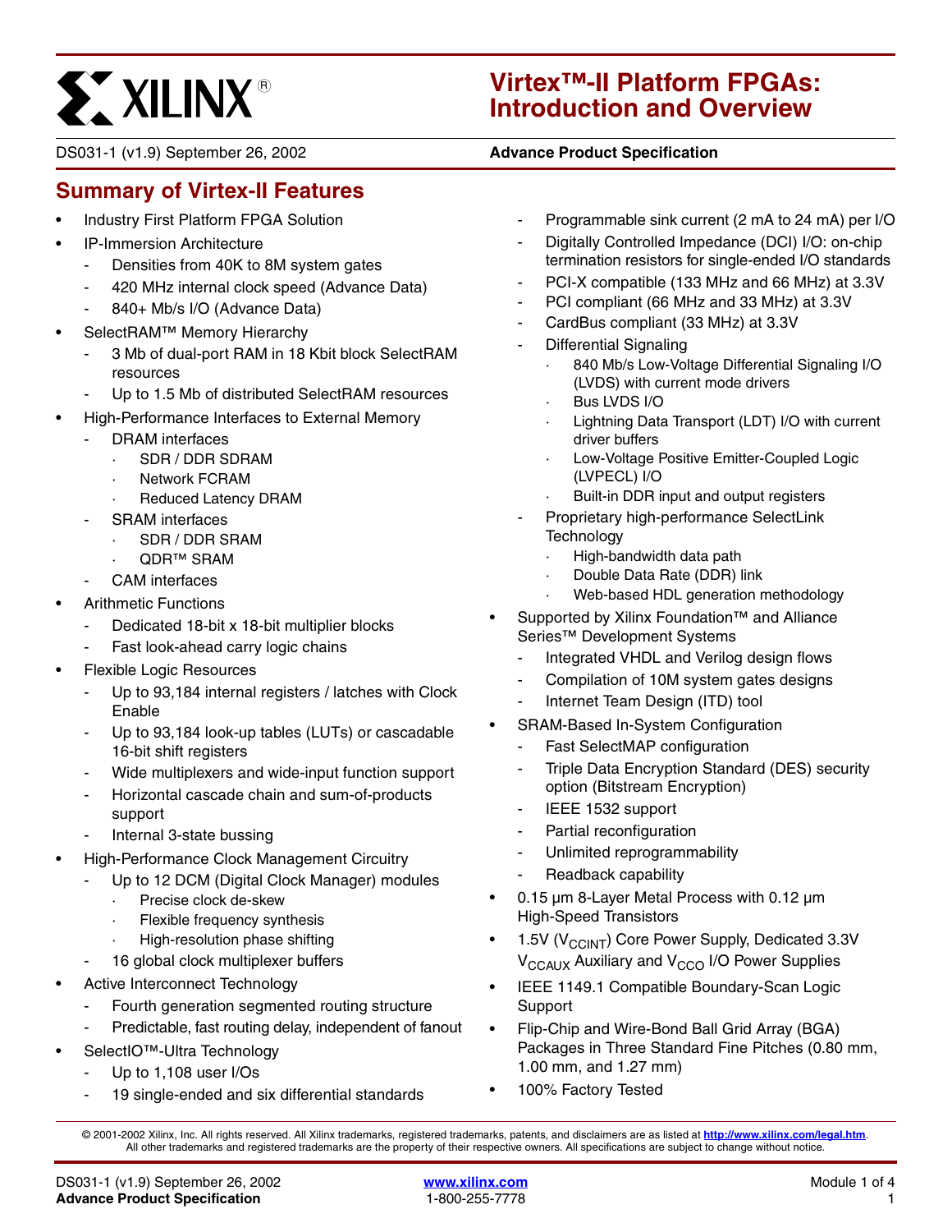# Virtex™-II Platform FPGAs: Introduction and Overview

DS031-1 (v1.9) September 26, 2002 **Advance Product Specification**

## Summary of Virtex-II Features

- Industry First Platform FPGA Solution
- IP-Immersion Architecture
  - Densities from 40K to 8M system gates
  - 420 MHz internal clock speed (Advance Data)
  - 840+ Mb/s I/O (Advance Data)
- SelectRAM™ Memory Hierarchy
  - 3 Mb of dual-port RAM in 18 Kbit block SelectRAM resources
  - Up to 1.5 Mb of distributed SelectRAM resources
- High-Performance Interfaces to External Memory
  - DRAM interfaces
    - SDR / DDR SDRAM
    - Network FCRAM
    - Reduced Latency DRAM
  - SRAM interfaces
    - SDR / DDR SRAM
    - QDR™ SRAM
  - CAM interfaces
- Arithmetic Functions
  - Dedicated 18-bit x 18-bit multiplier blocks
  - Fast look-ahead carry logic chains
- Flexible Logic Resources
  - Up to 93,184 internal registers / latches with Clock Enable
  - Up to 93,184 look-up tables (LUTs) or cascadable 16-bit shift registers
  - Wide multiplexers and wide-input function support
  - Horizontal cascade chain and sum-of-products support
  - Internal 3-state bussing
- High-Performance Clock Management Circuitry
  - Up to 12 DCM (Digital Clock Manager) modules
    - Precise clock de-skew
    - Flexible frequency synthesis
    - High-resolution phase shifting
  - 16 global clock multiplexer buffers
- Active Interconnect Technology
  - Fourth generation segmented routing structure
  - Predictable, fast routing delay, independent of fanout
- SelectIO™-Ultra Technology
  - Up to 1,108 user I/Os
  - 19 single-ended and six differential standards
  - Programmable sink current (2 mA to 24 mA) per I/O
  - Digitally Controlled Impedance (DCI) I/O: on-chip termination resistors for single-ended I/O standards
  - PCI-X compatible (133 MHz and 66 MHz) at 3.3V
  - PCI compliant (66 MHz and 33 MHz) at 3.3V
  - CardBus compliant (33 MHz) at 3.3V
  - Differential Signaling
    - 840 Mb/s Low-Voltage Differential Signaling I/O (LVDS) with current mode drivers
    - Bus LVDS I/O
    - Lightning Data Transport (LDT) I/O with current driver buffers
    - Low-Voltage Positive Emitter-Coupled Logic (LVPECL) I/O
    - Built-in DDR input and output registers
  - Proprietary high-performance SelectLink Technology
    - High-bandwidth data path
    - Double Data Rate (DDR) link
    - Web-based HDL generation methodology
- Supported by Xilinx Foundation™ and Alliance Series™ Development Systems
  - Integrated VHDL and Verilog design flows
  - Compilation of 10M system gates designs
  - Internet Team Design (ITD) tool
- SRAM-Based In-System Configuration
  - Fast SelectMAP configuration
  - Triple Data Encryption Standard (DES) security option (Bitstream Encryption)
  - IEEE 1532 support
  - Partial reconfiguration
  - Unlimited reprogrammability
  - Readback capability
- 0.15 µm 8-Layer Metal Process with 0.12 µm High-Speed Transistors
- 1.5V ($V_{CCINT}$) Core Power Supply, Dedicated 3.3V $V_{CCAUX}$ Auxiliary and $V_{CCO}$ I/O Power Supplies
- IEEE 1149.1 Compatible Boundary-Scan Logic Support
- Flip-Chip and Wire-Bond Ball Grid Array (BGA) Packages in Three Standard Fine Pitches (0.80 mm, 1.00 mm, and 1.27 mm)
- 100% Factory Tested

© 2001-2002 Xilinx, Inc. All rights reserved. All Xilinx trademarks, registered trademarks, patents, and disclaimers are as listed at http://www.xilinx.com/legal.htm. All other trademarks and registered trademarks are the property of their respective owners. All specifications are subject to change without notice.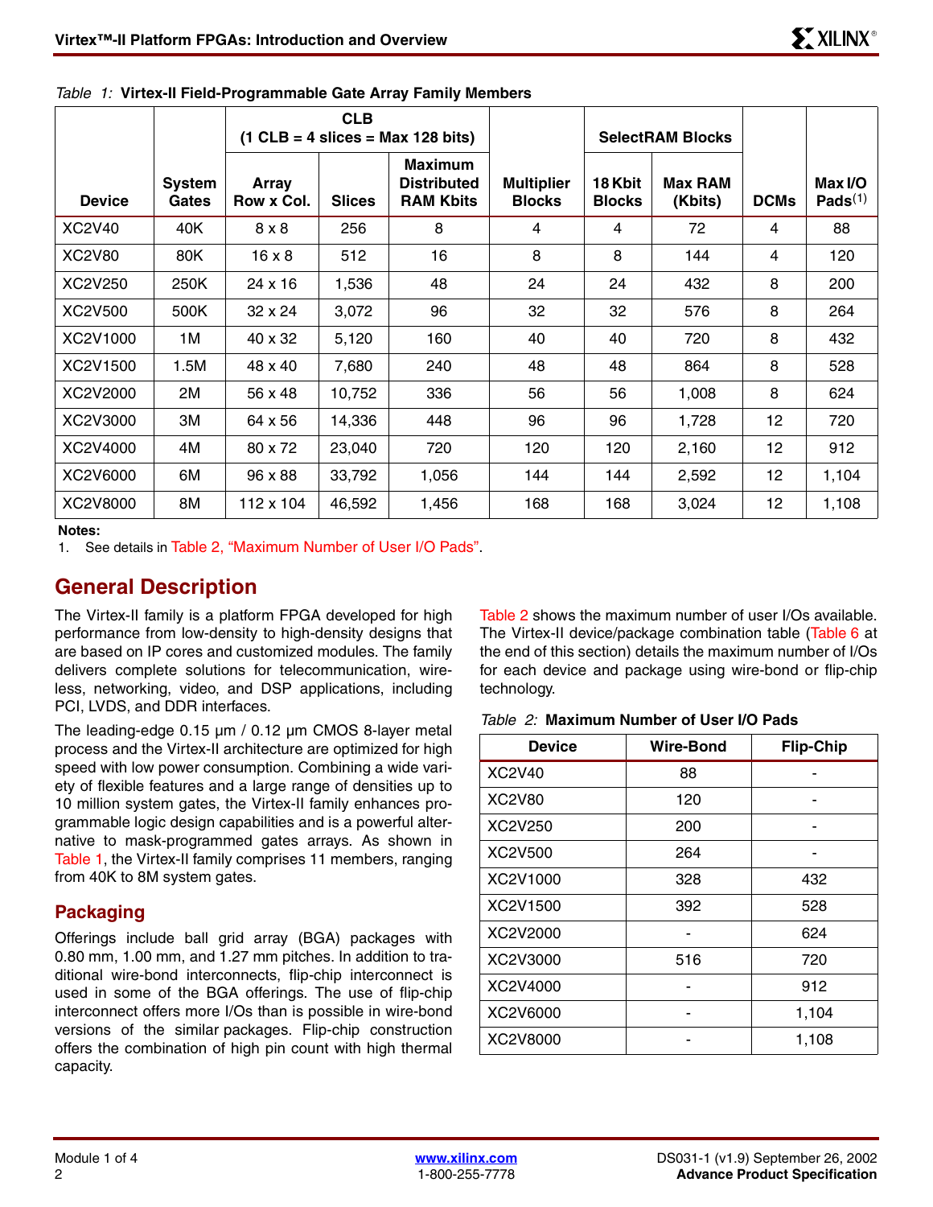*Table 1:* **Virtex-II Field-Programmable Gate Array Family Members**

| Device | System Gates | CLB (1 CLB = 4 slices = Max 128 bits) | | | Multiplier Blocks | SelectRAM Blocks | | DCMs | Max I/O Pads[(1)] |
|---|---|---|---|---|---|---|---|---|---|
| | | Array Row x Col. | Slices | Maximum Distributed RAM Kbits | | 18 Kbit Blocks | Max RAM (Kbits) | | |
| XC2V40 | 40K | 8 x 8 | 256 | 8 | 4 | 4 | 72 | 4 | 88 |
| XC2V80 | 80K | 16 x 8 | 512 | 16 | 8 | 8 | 144 | 4 | 120 |
| XC2V250 | 250K | 24 x 16 | 1,536 | 48 | 24 | 24 | 432 | 8 | 200 |
| XC2V500 | 500K | 32 x 24 | 3,072 | 96 | 32 | 32 | 576 | 8 | 264 |
| XC2V1000 | 1M | 40 x 32 | 5,120 | 160 | 40 | 40 | 720 | 8 | 432 |
| XC2V1500 | 1.5M | 48 x 40 | 7,680 | 240 | 48 | 48 | 864 | 8 | 528 |
| XC2V2000 | 2M | 56 x 48 | 10,752 | 336 | 56 | 56 | 1,008 | 8 | 624 |
| XC2V3000 | 3M | 64 x 56 | 14,336 | 448 | 96 | 96 | 1,728 | 12 | 720 |
| XC2V4000 | 4M | 80 x 72 | 23,040 | 720 | 120 | 120 | 2,160 | 12 | 912 |
| XC2V6000 | 6M | 96 x 88 | 33,792 | 1,056 | 144 | 144 | 2,592 | 12 | 1,104 |
| XC2V8000 | 8M | 112 x 104 | 46,592 | 1,456 | 168 | 168 | 3,024 | 12 | 1,108 |

**Notes:**

1. See details in Table 2, "Maximum Number of User I/O Pads".

## General Description

The Virtex-II family is a platform FPGA developed for high performance from low-density to high-density designs that are based on IP cores and customized modules. The family delivers complete solutions for telecommunication, wireless, networking, video, and DSP applications, including PCI, LVDS, and DDR interfaces.

The leading-edge 0.15 µm / 0.12 µm CMOS 8-layer metal process and the Virtex-II architecture are optimized for high speed with low power consumption. Combining a wide variety of flexible features and a large range of densities up to 10 million system gates, the Virtex-II family enhances programmable logic design capabilities and is a powerful alternative to mask-programmed gates arrays. As shown in Table 1, the Virtex-II family comprises 11 members, ranging from 40K to 8M system gates.

### Packaging

Offerings include ball grid array (BGA) packages with 0.80 mm, 1.00 mm, and 1.27 mm pitches. In addition to traditional wire-bond interconnects, flip-chip interconnect is used in some of the BGA offerings. The use of flip-chip interconnect offers more I/Os than is possible in wire-bond versions of the similar packages. Flip-chip construction offers the combination of high pin count with high thermal capacity.

Table 2 shows the maximum number of user I/Os available. The Virtex-II device/package combination table (Table 6 at the end of this section) details the maximum number of I/Os for each device and package using wire-bond or flip-chip technology.

*Table 2:* **Maximum Number of User I/O Pads**

| Device | Wire-Bond | Flip-Chip |
|---|---|---|
| XC2V40 | 88 | - |
| XC2V80 | 120 | - |
| XC2V250 | 200 | - |
| XC2V500 | 264 | - |
| XC2V1000 | 328 | 432 |
| XC2V1500 | 392 | 528 |
| XC2V2000 | - | 624 |
| XC2V3000 | 516 | 720 |
| XC2V4000 | - | 912 |
| XC2V6000 | - | 1,104 |
| XC2V8000 | - | 1,108 |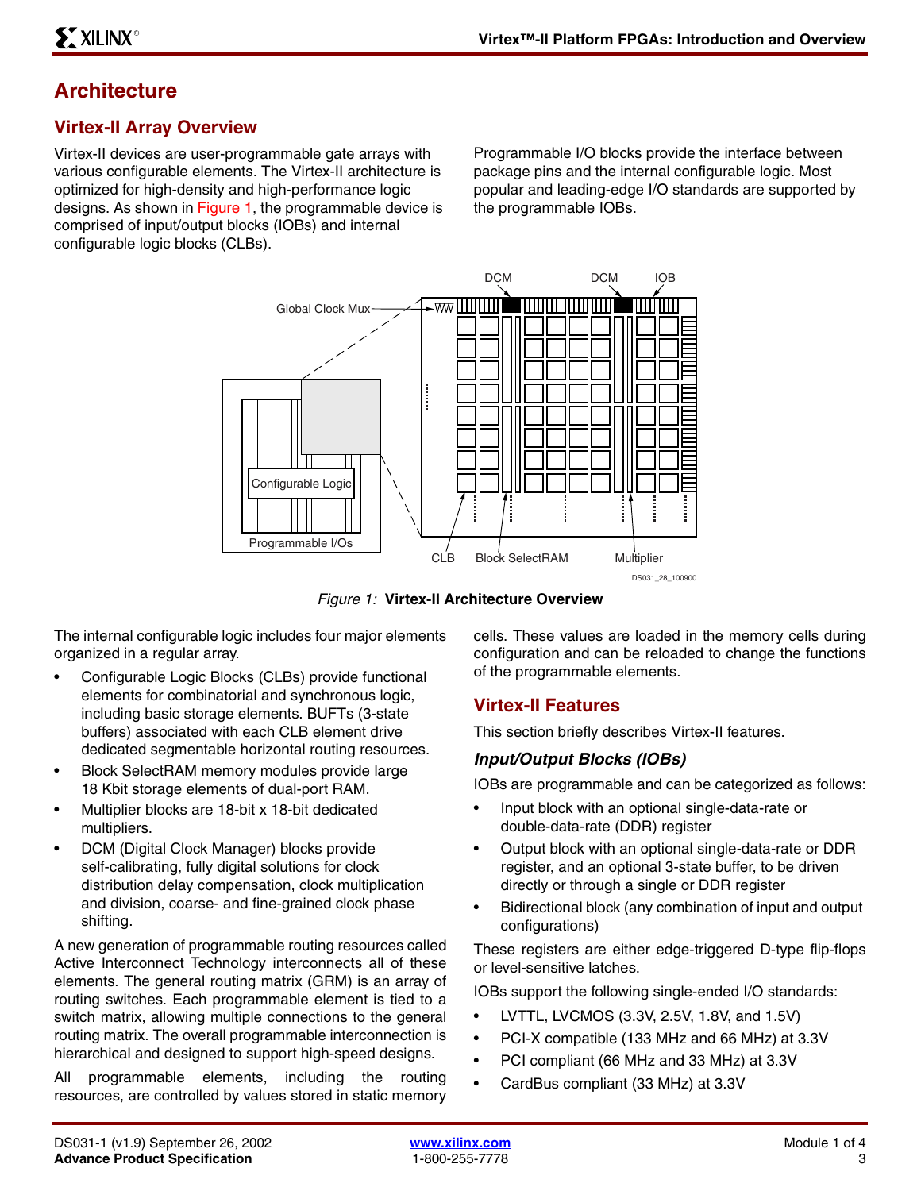# Architecture

## Virtex-II Array Overview

Virtex-II devices are user-programmable gate arrays with various configurable elements. The Virtex-II architecture is optimized for high-density and high-performance logic designs. As shown in Figure 1, the programmable device is comprised of input/output blocks (IOBs) and internal configurable logic blocks (CLBs).

Programmable I/O blocks provide the interface between package pins and the internal configurable logic. Most popular and leading-edge I/O standards are supported by the programmable IOBs.

*Figure 1:* **Virtex-II Architecture Overview**

The internal configurable logic includes four major elements organized in a regular array.

- Configurable Logic Blocks (CLBs) provide functional elements for combinatorial and synchronous logic, including basic storage elements. BUFTs (3-state buffers) associated with each CLB element drive dedicated segmentable horizontal routing resources.
- Block SelectRAM memory modules provide large 18 Kbit storage elements of dual-port RAM.
- Multiplier blocks are 18-bit x 18-bit dedicated multipliers.
- DCM (Digital Clock Manager) blocks provide self-calibrating, fully digital solutions for clock distribution delay compensation, clock multiplication and division, coarse- and fine-grained clock phase shifting.

A new generation of programmable routing resources called Active Interconnect Technology interconnects all of these elements. The general routing matrix (GRM) is an array of routing switches. Each programmable element is tied to a switch matrix, allowing multiple connections to the general routing matrix. The overall programmable interconnection is hierarchical and designed to support high-speed designs.

All programmable elements, including the routing resources, are controlled by values stored in static memory cells. These values are loaded in the memory cells during configuration and can be reloaded to change the functions of the programmable elements.

## Virtex-II Features

This section briefly describes Virtex-II features.

### *Input/Output Blocks (IOBs)*

IOBs are programmable and can be categorized as follows:

- Input block with an optional single-data-rate or double-data-rate (DDR) register
- Output block with an optional single-data-rate or DDR register, and an optional 3-state buffer, to be driven directly or through a single or DDR register
- Bidirectional block (any combination of input and output configurations)

These registers are either edge-triggered D-type flip-flops or level-sensitive latches.

IOBs support the following single-ended I/O standards:

- LVTTL, LVCMOS (3.3V, 2.5V, 1.8V, and 1.5V)
- PCI-X compatible (133 MHz and 66 MHz) at 3.3V
- PCI compliant (66 MHz and 33 MHz) at 3.3V
- CardBus compliant (33 MHz) at 3.3V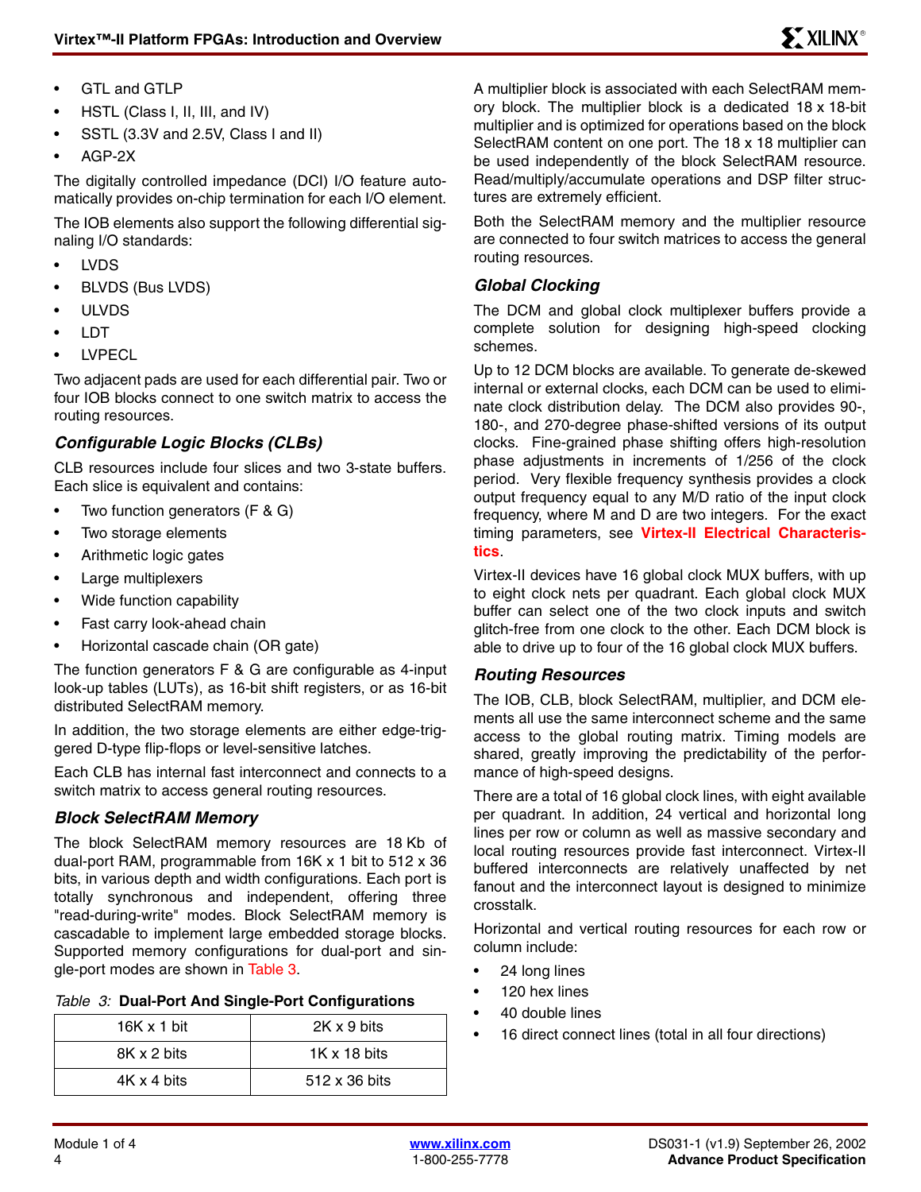- GTL and GTLP
- HSTL (Class I, II, III, and IV)
- SSTL (3.3V and 2.5V, Class I and II)
- AGP-2X

The digitally controlled impedance (DCI) I/O feature automatically provides on-chip termination for each I/O element.

The IOB elements also support the following differential signaling I/O standards:

- LVDS
- BLVDS (Bus LVDS)
- ULVDS
- LDT
- LVPECL

Two adjacent pads are used for each differential pair. Two or four IOB blocks connect to one switch matrix to access the routing resources.

### *Configurable Logic Blocks (CLBs)*

CLB resources include four slices and two 3-state buffers. Each slice is equivalent and contains:

- Two function generators (F & G)
- Two storage elements
- Arithmetic logic gates
- Large multiplexers
- Wide function capability
- Fast carry look-ahead chain
- Horizontal cascade chain (OR gate)

The function generators F & G are configurable as 4-input look-up tables (LUTs), as 16-bit shift registers, or as 16-bit distributed SelectRAM memory.

In addition, the two storage elements are either edge-triggered D-type flip-flops or level-sensitive latches.

Each CLB has internal fast interconnect and connects to a switch matrix to access general routing resources.

### *Block SelectRAM Memory*

The block SelectRAM memory resources are 18 Kb of dual-port RAM, programmable from 16K x 1 bit to 512 x 36 bits, in various depth and width configurations. Each port is totally synchronous and independent, offering three "read-during-write" modes. Block SelectRAM memory is cascadable to implement large embedded storage blocks. Supported memory configurations for dual-port and single-port modes are shown in Table 3.

*Table 3:* **Dual-Port And Single-Port Configurations**

| | |
|---|---|
| 16K x 1 bit | 2K x 9 bits |
| 8K x 2 bits | 1K x 18 bits |
| 4K x 4 bits | 512 x 36 bits |

A multiplier block is associated with each SelectRAM memory block. The multiplier block is a dedicated 18 x 18-bit multiplier and is optimized for operations based on the block SelectRAM content on one port. The 18 x 18 multiplier can be used independently of the block SelectRAM resource. Read/multiply/accumulate operations and DSP filter structures are extremely efficient.

Both the SelectRAM memory and the multiplier resource are connected to four switch matrices to access the general routing resources.

### *Global Clocking*

The DCM and global clock multiplexer buffers provide a complete solution for designing high-speed clocking schemes.

Up to 12 DCM blocks are available. To generate de-skewed internal or external clocks, each DCM can be used to eliminate clock distribution delay. The DCM also provides 90-, 180-, and 270-degree phase-shifted versions of its output clocks. Fine-grained phase shifting offers high-resolution phase adjustments in increments of 1/256 of the clock period. Very flexible frequency synthesis provides a clock output frequency equal to any M/D ratio of the input clock frequency, where M and D are two integers. For the exact timing parameters, see **Virtex-II Electrical Characteristics**.

Virtex-II devices have 16 global clock MUX buffers, with up to eight clock nets per quadrant. Each global clock MUX buffer can select one of the two clock inputs and switch glitch-free from one clock to the other. Each DCM block is able to drive up to four of the 16 global clock MUX buffers.

### *Routing Resources*

The IOB, CLB, block SelectRAM, multiplier, and DCM elements all use the same interconnect scheme and the same access to the global routing matrix. Timing models are shared, greatly improving the predictability of the performance of high-speed designs.

There are a total of 16 global clock lines, with eight available per quadrant. In addition, 24 vertical and horizontal long lines per row or column as well as massive secondary and local routing resources provide fast interconnect. Virtex-II buffered interconnects are relatively unaffected by net fanout and the interconnect layout is designed to minimize crosstalk.

Horizontal and vertical routing resources for each row or column include:

- 24 long lines
- 120 hex lines
- 40 double lines
- 16 direct connect lines (total in all four directions)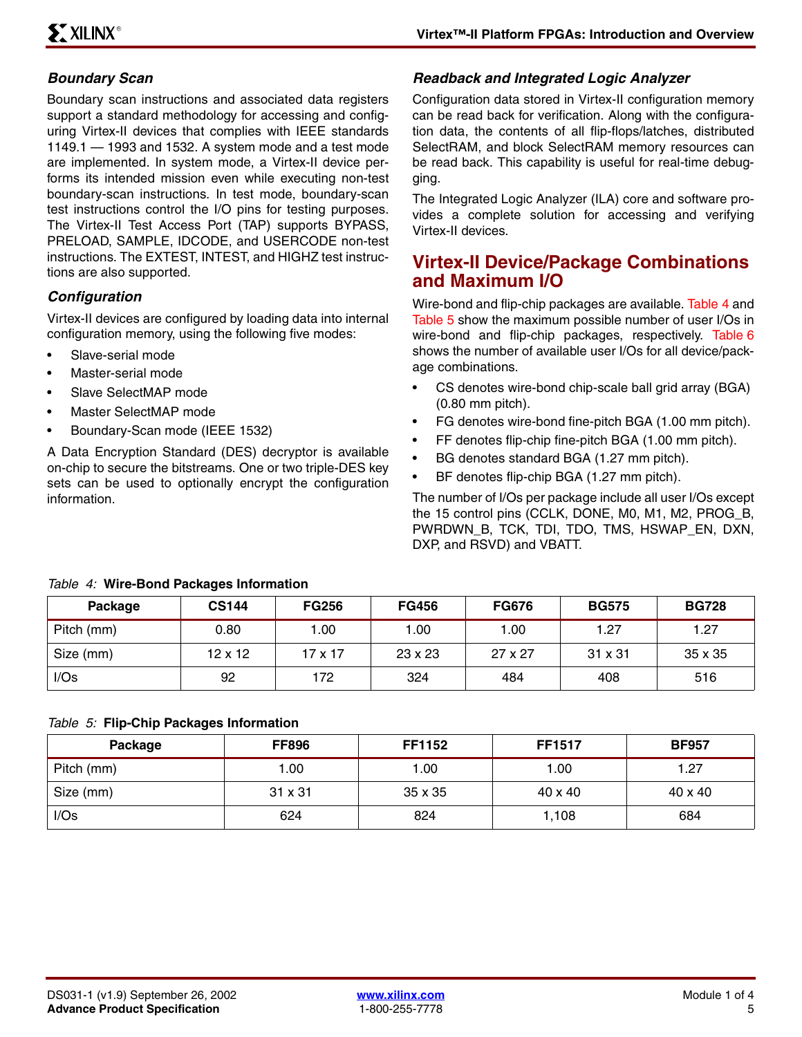### Boundary Scan

Boundary scan instructions and associated data registers support a standard methodology for accessing and configuring Virtex-II devices that complies with IEEE standards 1149.1 — 1993 and 1532. A system mode and a test mode are implemented. In system mode, a Virtex-II device performs its intended mission even while executing non-test boundary-scan instructions. In test mode, boundary-scan test instructions control the I/O pins for testing purposes. The Virtex-II Test Access Port (TAP) supports BYPASS, PRELOAD, SAMPLE, IDCODE, and USERCODE non-test instructions. The EXTEST, INTEST, and HIGHZ test instructions are also supported.

### Configuration

Virtex-II devices are configured by loading data into internal configuration memory, using the following five modes:

- Slave-serial mode
- Master-serial mode
- Slave SelectMAP mode
- Master SelectMAP mode
- Boundary-Scan mode (IEEE 1532)

A Data Encryption Standard (DES) decryptor is available on-chip to secure the bitstreams. One or two triple-DES key sets can be used to optionally encrypt the configuration information.

### Readback and Integrated Logic Analyzer

Configuration data stored in Virtex-II configuration memory can be read back for verification. Along with the configuration data, the contents of all flip-flops/latches, distributed SelectRAM, and block SelectRAM memory resources can be read back. This capability is useful for real-time debugging.

The Integrated Logic Analyzer (ILA) core and software provides a complete solution for accessing and verifying Virtex-II devices.

## Virtex-II Device/Package Combinations and Maximum I/O

Wire-bond and flip-chip packages are available. Table 4 and Table 5 show the maximum possible number of user I/Os in wire-bond and flip-chip packages, respectively. Table 6 shows the number of available user I/Os for all device/package combinations.

- CS denotes wire-bond chip-scale ball grid array (BGA) (0.80 mm pitch).
- FG denotes wire-bond fine-pitch BGA (1.00 mm pitch).
- FF denotes flip-chip fine-pitch BGA (1.00 mm pitch).
- BG denotes standard BGA (1.27 mm pitch).
- BF denotes flip-chip BGA (1.27 mm pitch).

The number of I/Os per package include all user I/Os except the 15 control pins (CCLK, DONE, M0, M1, M2, PROG_B, PWRDWN_B, TCK, TDI, TDO, TMS, HSWAP_EN, DXN, DXP, and RSVD) and VBATT.

*Table 4:* **Wire-Bond Packages Information**

| Package | CS144 | FG256 | FG456 | FG676 | BG575 | BG728 |
|---|---|---|---|---|---|---|
| Pitch (mm) | 0.80 | 1.00 | 1.00 | 1.00 | 1.27 | 1.27 |
| Size (mm) | 12 x 12 | 17 x 17 | 23 x 23 | 27 x 27 | 31 x 31 | 35 x 35 |
| I/Os | 92 | 172 | 324 | 484 | 408 | 516 |

*Table 5:* **Flip-Chip Packages Information**

| Package | FF896 | FF1152 | FF1517 | BF957 |
|---|---|---|---|---|
| Pitch (mm) | 1.00 | 1.00 | 1.00 | 1.27 |
| Size (mm) | 31 x 31 | 35 x 35 | 40 x 40 | 40 x 40 |
| I/Os | 624 | 824 | 1,108 | 684 |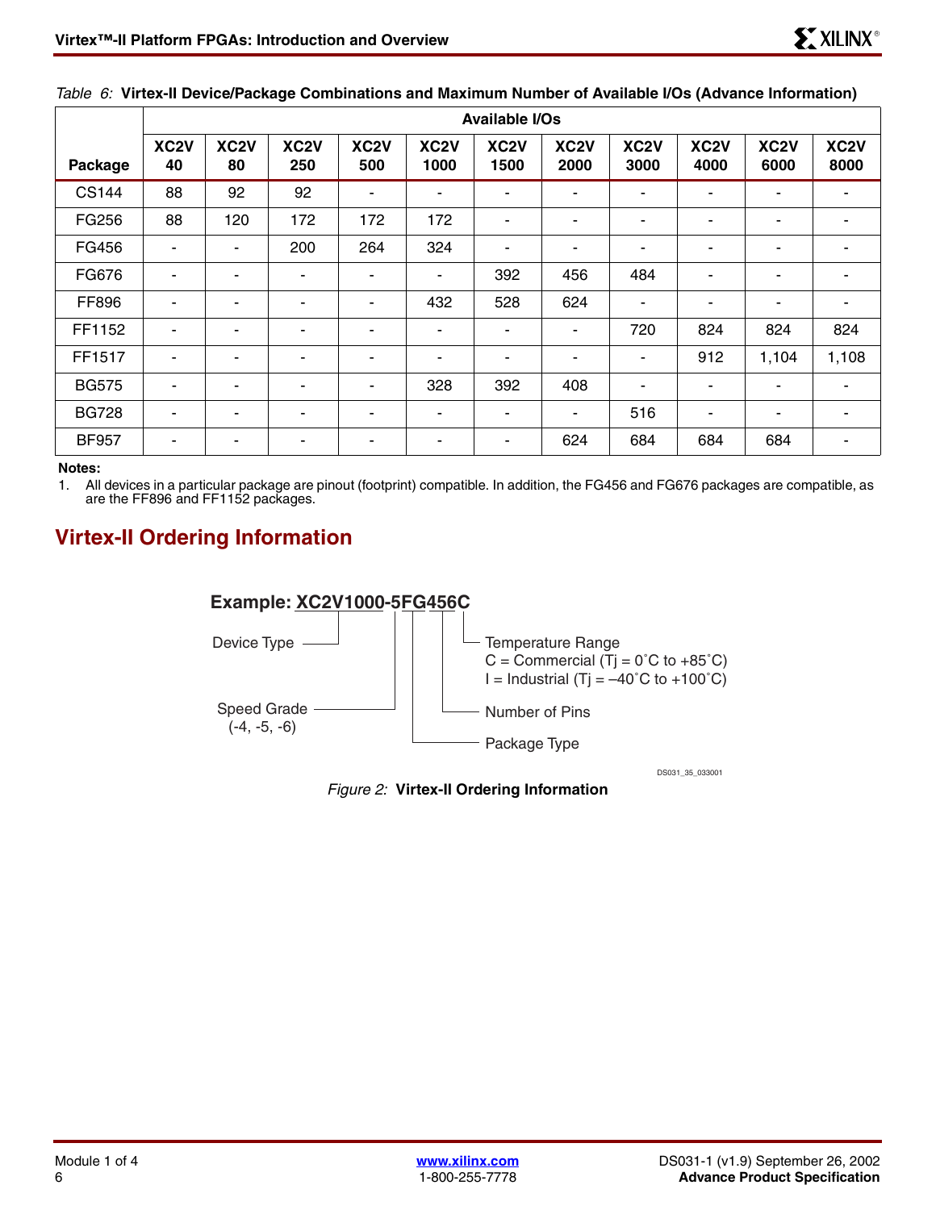*Table 6:* **Virtex-II Device/Package Combinations and Maximum Number of Available I/Os (Advance Information)**

| Package | Available I/Os | | | | | | | | | | |
|---|---|---|---|---|---|---|---|---|---|---|---|
| | XC2V 40 | XC2V 80 | XC2V 250 | XC2V 500 | XC2V 1000 | XC2V 1500 | XC2V 2000 | XC2V 3000 | XC2V 4000 | XC2V 6000 | XC2V 8000 |
| CS144 | 88 | 92 | 92 | - | - | - | - | - | - | - | - |
| FG256 | 88 | 120 | 172 | 172 | 172 | - | - | - | - | - | - |
| FG456 | - | - | 200 | 264 | 324 | - | - | - | - | - | - |
| FG676 | - | - | - | - | - | 392 | 456 | 484 | - | - | - |
| FF896 | - | - | - | - | 432 | 528 | 624 | - | - | - | - |
| FF1152 | - | - | - | - | - | - | - | 720 | 824 | 824 | 824 |
| FF1517 | - | - | - | - | - | - | - | - | 912 | 1,104 | 1,108 |
| BG575 | - | - | - | - | 328 | 392 | 408 | - | - | - | - |
| BG728 | - | - | - | - | - | - | - | 516 | - | - | - |
| BF957 | - | - | - | - | - | - | 624 | 684 | 684 | 684 | - |

**Notes:**

1. All devices in a particular package are pinout (footprint) compatible. In addition, the FG456 and FG676 packages are compatible, as are the FF896 and FF1152 packages.

## Virtex-II Ordering Information

**Example: XC2V1000-5FG456C**

- Device Type: XC2V1000
- Speed Grade (-4, -5, -6): 5
- Package Type: FG
- Number of Pins: 456
- Temperature Range: C
  - C = Commercial (Tj = 0˚C to +85˚C)
  - I = Industrial (Tj = –40˚C to +100˚C)

DS031_35_033001

*Figure 2:* **Virtex-II Ordering Information**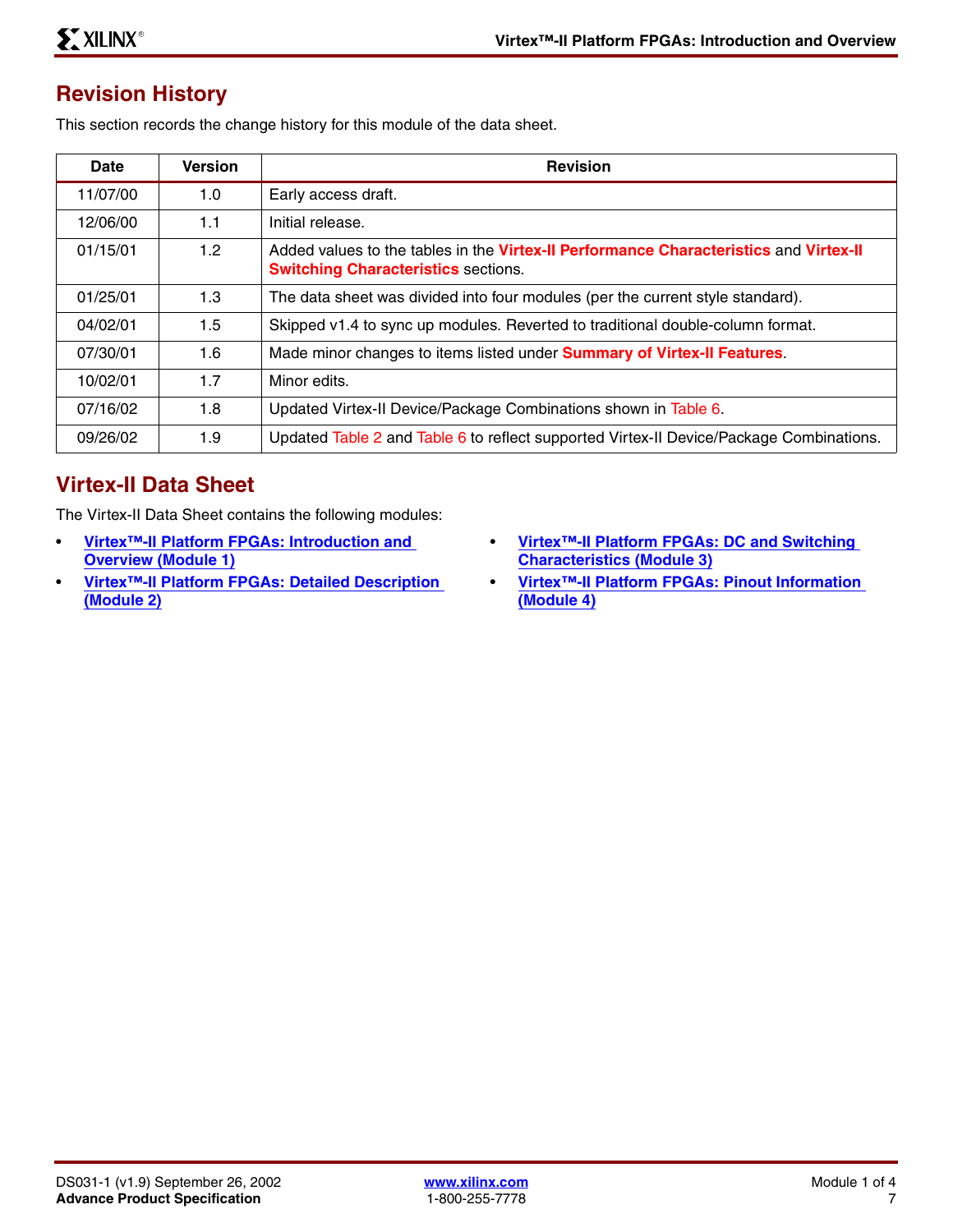## Revision History

This section records the change history for this module of the data sheet.

| Date | Version | Revision |
|---|---|---|
| 11/07/00 | 1.0 | Early access draft. |
| 12/06/00 | 1.1 | Initial release. |
| 01/15/01 | 1.2 | Added values to the tables in the **Virtex-II Performance Characteristics** and **Virtex-II Switching Characteristics** sections. |
| 01/25/01 | 1.3 | The data sheet was divided into four modules (per the current style standard). |
| 04/02/01 | 1.5 | Skipped v1.4 to sync up modules. Reverted to traditional double-column format. |
| 07/30/01 | 1.6 | Made minor changes to items listed under **Summary of Virtex-II Features**. |
| 10/02/01 | 1.7 | Minor edits. |
| 07/16/02 | 1.8 | Updated Virtex-II Device/Package Combinations shown in Table 6. |
| 09/26/02 | 1.9 | Updated Table 2 and Table 6 to reflect supported Virtex-II Device/Package Combinations. |

## Virtex-II Data Sheet

The Virtex-II Data Sheet contains the following modules:

- **Virtex™-II Platform FPGAs: Introduction and Overview (Module 1)**
- **Virtex™-II Platform FPGAs: Detailed Description (Module 2)**
- **Virtex™-II Platform FPGAs: DC and Switching Characteristics (Module 3)**
- **Virtex™-II Platform FPGAs: Pinout Information (Module 4)**